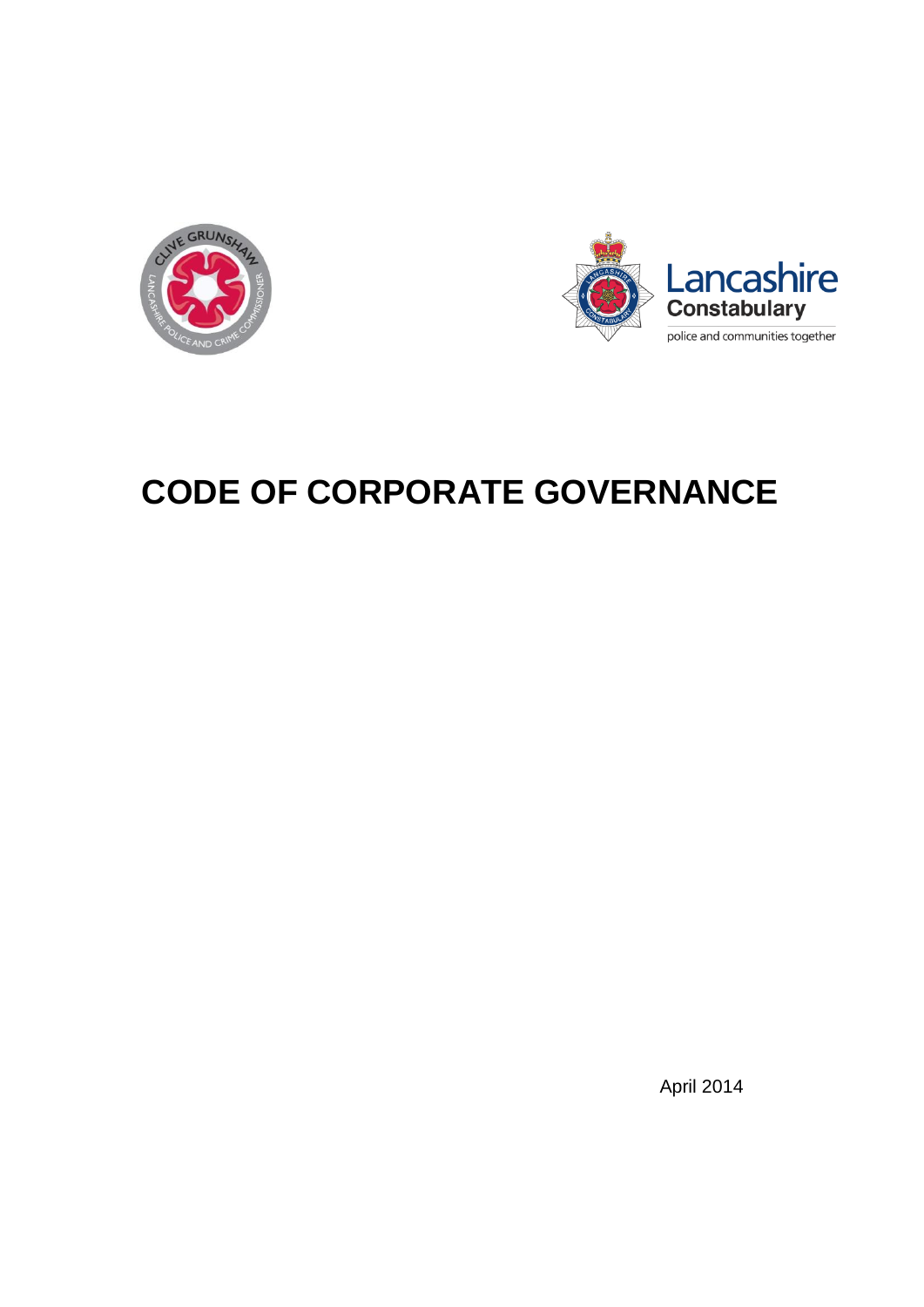# CODE OF CORPORATE GOVERNANCE

April 2014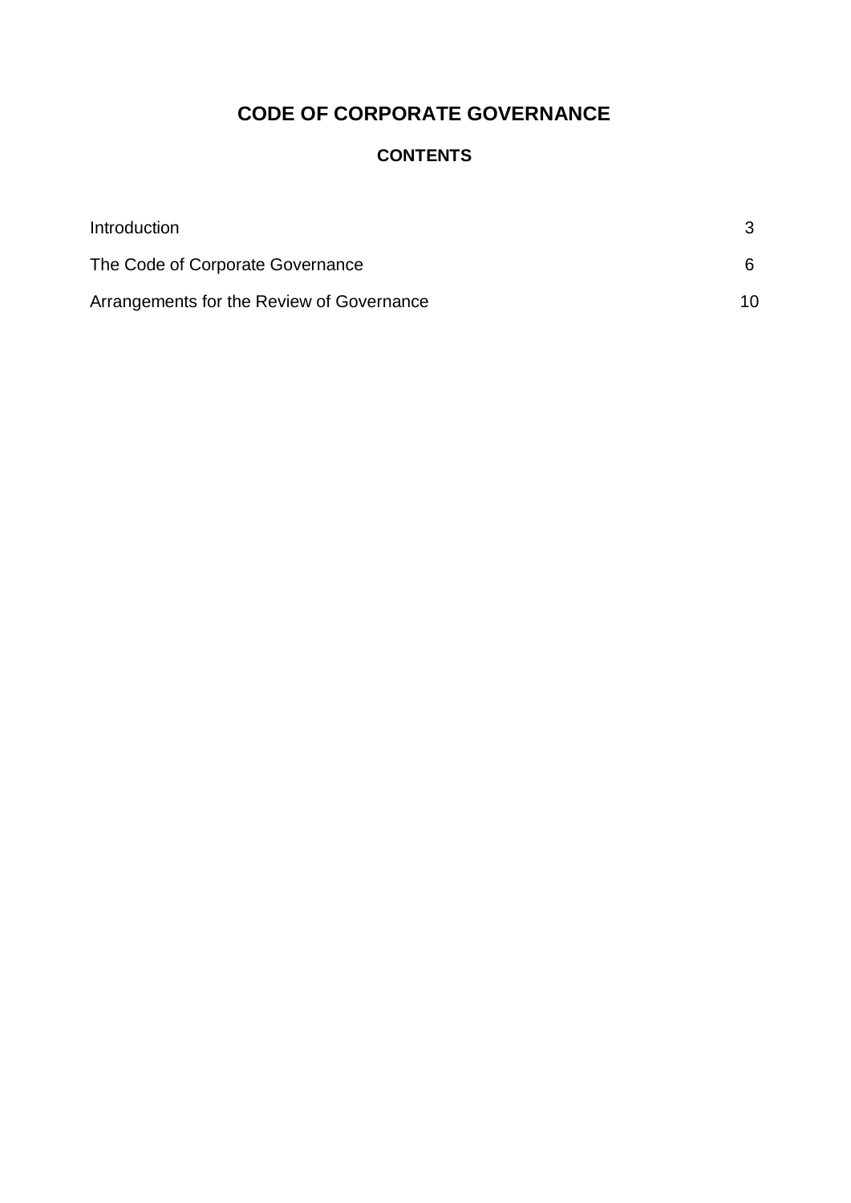# CODE OF CORPORATE GOVERNANCE

## CONTENTS

| | |
|---|---|
| Introduction | 3 |
| The Code of Corporate Governance | 6 |
| Arrangements for the Review of Governance | 10 |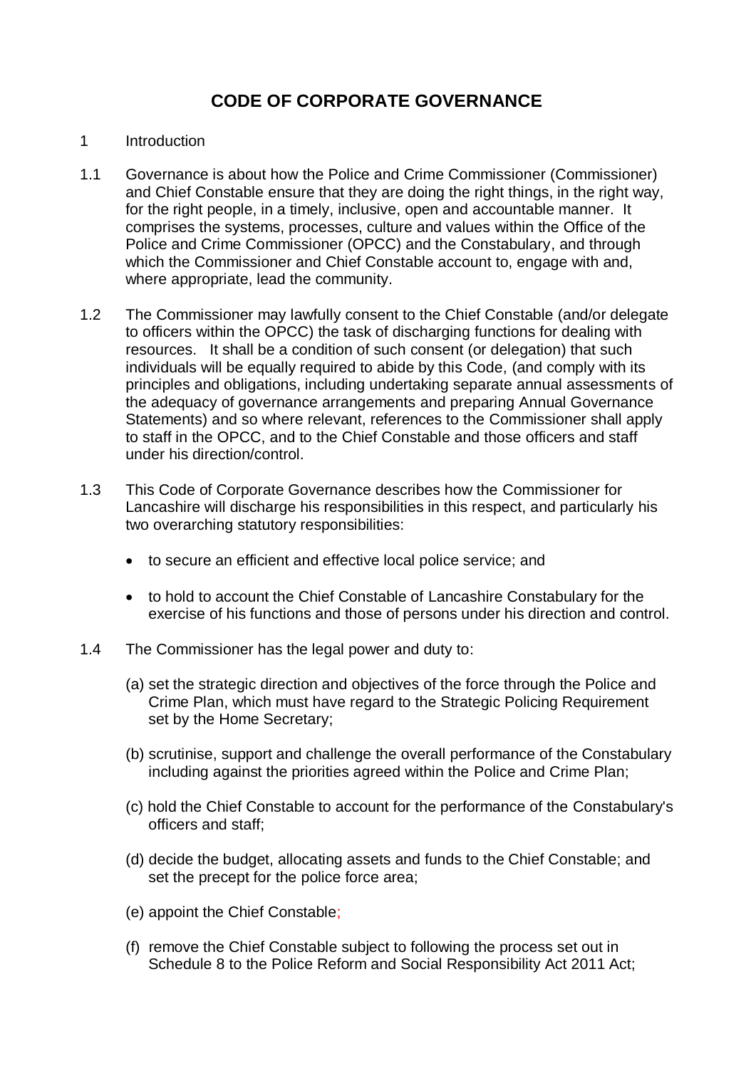# CODE OF CORPORATE GOVERNANCE

1 Introduction

1.1 Governance is about how the Police and Crime Commissioner (Commissioner) and Chief Constable ensure that they are doing the right things, in the right way, for the right people, in a timely, inclusive, open and accountable manner. It comprises the systems, processes, culture and values within the Office of the Police and Crime Commissioner (OPCC) and the Constabulary, and through which the Commissioner and Chief Constable account to, engage with and, where appropriate, lead the community.

1.2 The Commissioner may lawfully consent to the Chief Constable (and/or delegate to officers within the OPCC) the task of discharging functions for dealing with resources. It shall be a condition of such consent (or delegation) that such individuals will be equally required to abide by this Code, (and comply with its principles and obligations, including undertaking separate annual assessments of the adequacy of governance arrangements and preparing Annual Governance Statements) and so where relevant, references to the Commissioner shall apply to staff in the OPCC, and to the Chief Constable and those officers and staff under his direction/control.

1.3 This Code of Corporate Governance describes how the Commissioner for Lancashire will discharge his responsibilities in this respect, and particularly his two overarching statutory responsibilities:

- to secure an efficient and effective local police service; and
- to hold to account the Chief Constable of Lancashire Constabulary for the exercise of his functions and those of persons under his direction and control.

1.4 The Commissioner has the legal power and duty to:

(a) set the strategic direction and objectives of the force through the Police and Crime Plan, which must have regard to the Strategic Policing Requirement set by the Home Secretary;

(b) scrutinise, support and challenge the overall performance of the Constabulary including against the priorities agreed within the Police and Crime Plan;

(c) hold the Chief Constable to account for the performance of the Constabulary's officers and staff;

(d) decide the budget, allocating assets and funds to the Chief Constable; and set the precept for the police force area;

(e) appoint the Chief Constable;

(f) remove the Chief Constable subject to following the process set out in Schedule 8 to the Police Reform and Social Responsibility Act 2011 Act;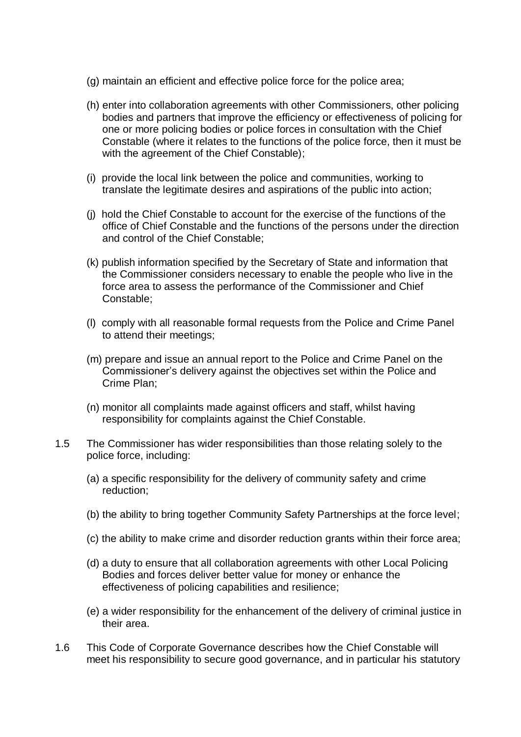(g) maintain an efficient and effective police force for the police area;

(h) enter into collaboration agreements with other Commissioners, other policing bodies and partners that improve the efficiency or effectiveness of policing for one or more policing bodies or police forces in consultation with the Chief Constable (where it relates to the functions of the police force, then it must be with the agreement of the Chief Constable);

(i) provide the local link between the police and communities, working to translate the legitimate desires and aspirations of the public into action;

(j) hold the Chief Constable to account for the exercise of the functions of the office of Chief Constable and the functions of the persons under the direction and control of the Chief Constable;

(k) publish information specified by the Secretary of State and information that the Commissioner considers necessary to enable the people who live in the force area to assess the performance of the Commissioner and Chief Constable;

(l) comply with all reasonable formal requests from the Police and Crime Panel to attend their meetings;

(m) prepare and issue an annual report to the Police and Crime Panel on the Commissioner's delivery against the objectives set within the Police and Crime Plan;

(n) monitor all complaints made against officers and staff, whilst having responsibility for complaints against the Chief Constable.

1.5 The Commissioner has wider responsibilities than those relating solely to the police force, including:

(a) a specific responsibility for the delivery of community safety and crime reduction;

(b) the ability to bring together Community Safety Partnerships at the force level;

(c) the ability to make crime and disorder reduction grants within their force area;

(d) a duty to ensure that all collaboration agreements with other Local Policing Bodies and forces deliver better value for money or enhance the effectiveness of policing capabilities and resilience;

(e) a wider responsibility for the enhancement of the delivery of criminal justice in their area.

1.6 This Code of Corporate Governance describes how the Chief Constable will meet his responsibility to secure good governance, and in particular his statutory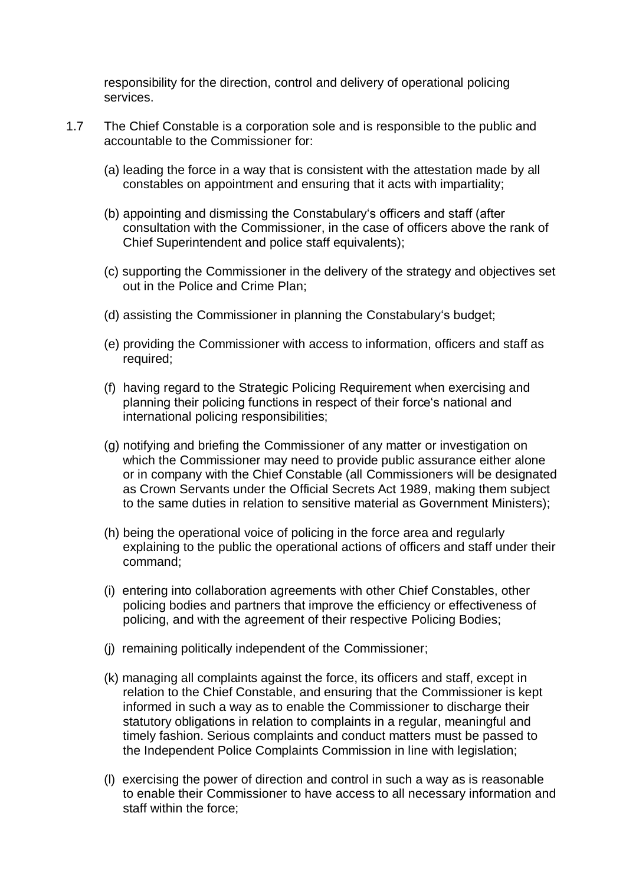responsibility for the direction, control and delivery of operational policing services.

1.7 The Chief Constable is a corporation sole and is responsible to the public and accountable to the Commissioner for:

(a) leading the force in a way that is consistent with the attestation made by all constables on appointment and ensuring that it acts with impartiality;

(b) appointing and dismissing the Constabulary's officers and staff (after consultation with the Commissioner, in the case of officers above the rank of Chief Superintendent and police staff equivalents);

(c) supporting the Commissioner in the delivery of the strategy and objectives set out in the Police and Crime Plan;

(d) assisting the Commissioner in planning the Constabulary's budget;

(e) providing the Commissioner with access to information, officers and staff as required;

(f) having regard to the Strategic Policing Requirement when exercising and planning their policing functions in respect of their force's national and international policing responsibilities;

(g) notifying and briefing the Commissioner of any matter or investigation on which the Commissioner may need to provide public assurance either alone or in company with the Chief Constable (all Commissioners will be designated as Crown Servants under the Official Secrets Act 1989, making them subject to the same duties in relation to sensitive material as Government Ministers);

(h) being the operational voice of policing in the force area and regularly explaining to the public the operational actions of officers and staff under their command;

(i) entering into collaboration agreements with other Chief Constables, other policing bodies and partners that improve the efficiency or effectiveness of policing, and with the agreement of their respective Policing Bodies;

(j) remaining politically independent of the Commissioner;

(k) managing all complaints against the force, its officers and staff, except in relation to the Chief Constable, and ensuring that the Commissioner is kept informed in such a way as to enable the Commissioner to discharge their statutory obligations in relation to complaints in a regular, meaningful and timely fashion. Serious complaints and conduct matters must be passed to the Independent Police Complaints Commission in line with legislation;

(l) exercising the power of direction and control in such a way as is reasonable to enable their Commissioner to have access to all necessary information and staff within the force;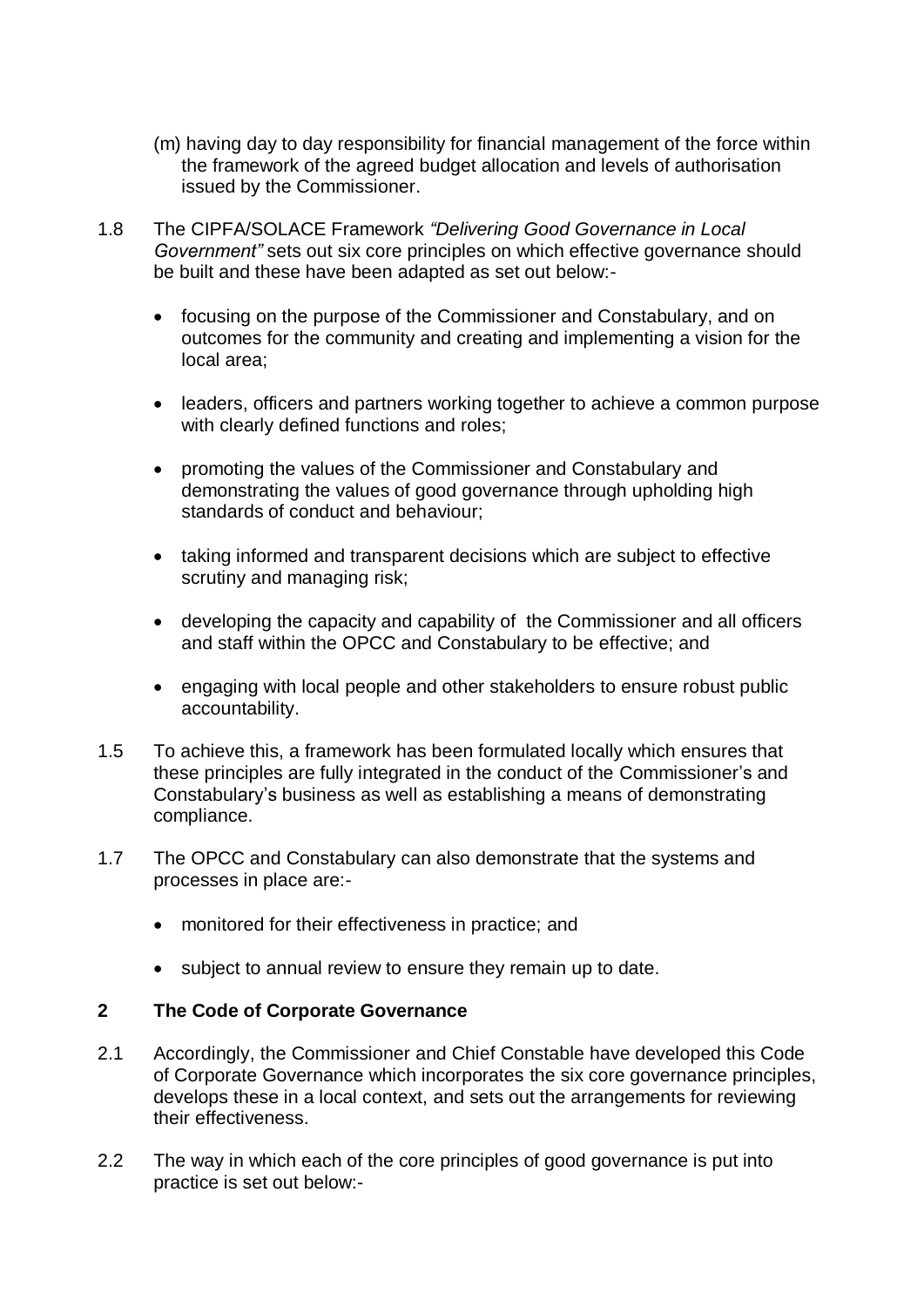(m) having day to day responsibility for financial management of the force within the framework of the agreed budget allocation and levels of authorisation issued by the Commissioner.

1.8 The CIPFA/SOLACE Framework *"Delivering Good Governance in Local Government"* sets out six core principles on which effective governance should be built and these have been adapted as set out below:-

- focusing on the purpose of the Commissioner and Constabulary, and on outcomes for the community and creating and implementing a vision for the local area;
- leaders, officers and partners working together to achieve a common purpose with clearly defined functions and roles;
- promoting the values of the Commissioner and Constabulary and demonstrating the values of good governance through upholding high standards of conduct and behaviour;
- taking informed and transparent decisions which are subject to effective scrutiny and managing risk;
- developing the capacity and capability of the Commissioner and all officers and staff within the OPCC and Constabulary to be effective; and
- engaging with local people and other stakeholders to ensure robust public accountability.

1.5 To achieve this, a framework has been formulated locally which ensures that these principles are fully integrated in the conduct of the Commissioner's and Constabulary's business as well as establishing a means of demonstrating compliance.

1.7 The OPCC and Constabulary can also demonstrate that the systems and processes in place are:-

- monitored for their effectiveness in practice; and
- subject to annual review to ensure they remain up to date.

## 2 The Code of Corporate Governance

2.1 Accordingly, the Commissioner and Chief Constable have developed this Code of Corporate Governance which incorporates the six core governance principles, develops these in a local context, and sets out the arrangements for reviewing their effectiveness.

2.2 The way in which each of the core principles of good governance is put into practice is set out below:-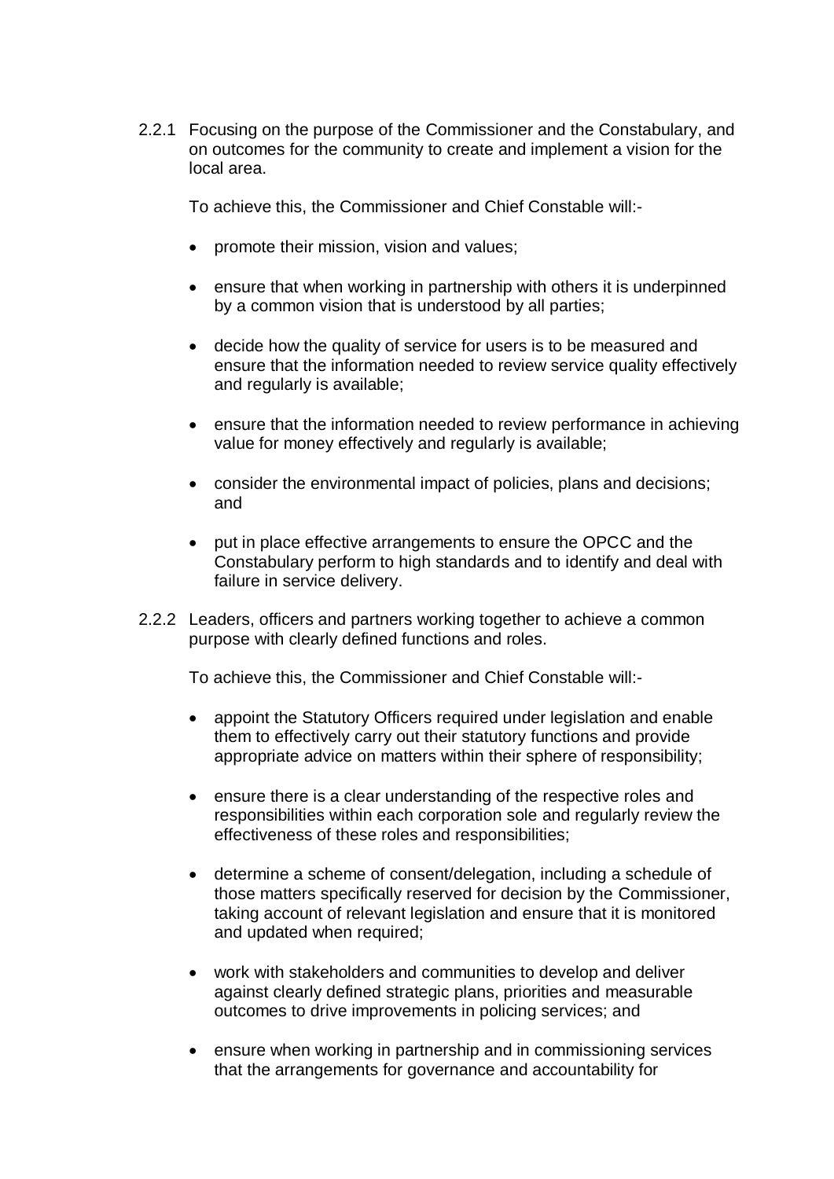2.2.1 Focusing on the purpose of the Commissioner and the Constabulary, and on outcomes for the community to create and implement a vision for the local area.

To achieve this, the Commissioner and Chief Constable will:-

- promote their mission, vision and values;
- ensure that when working in partnership with others it is underpinned by a common vision that is understood by all parties;
- decide how the quality of service for users is to be measured and ensure that the information needed to review service quality effectively and regularly is available;
- ensure that the information needed to review performance in achieving value for money effectively and regularly is available;
- consider the environmental impact of policies, plans and decisions; and
- put in place effective arrangements to ensure the OPCC and the Constabulary perform to high standards and to identify and deal with failure in service delivery.

2.2.2 Leaders, officers and partners working together to achieve a common purpose with clearly defined functions and roles.

To achieve this, the Commissioner and Chief Constable will:-

- appoint the Statutory Officers required under legislation and enable them to effectively carry out their statutory functions and provide appropriate advice on matters within their sphere of responsibility;
- ensure there is a clear understanding of the respective roles and responsibilities within each corporation sole and regularly review the effectiveness of these roles and responsibilities;
- determine a scheme of consent/delegation, including a schedule of those matters specifically reserved for decision by the Commissioner, taking account of relevant legislation and ensure that it is monitored and updated when required;
- work with stakeholders and communities to develop and deliver against clearly defined strategic plans, priorities and measurable outcomes to drive improvements in policing services; and
- ensure when working in partnership and in commissioning services that the arrangements for governance and accountability for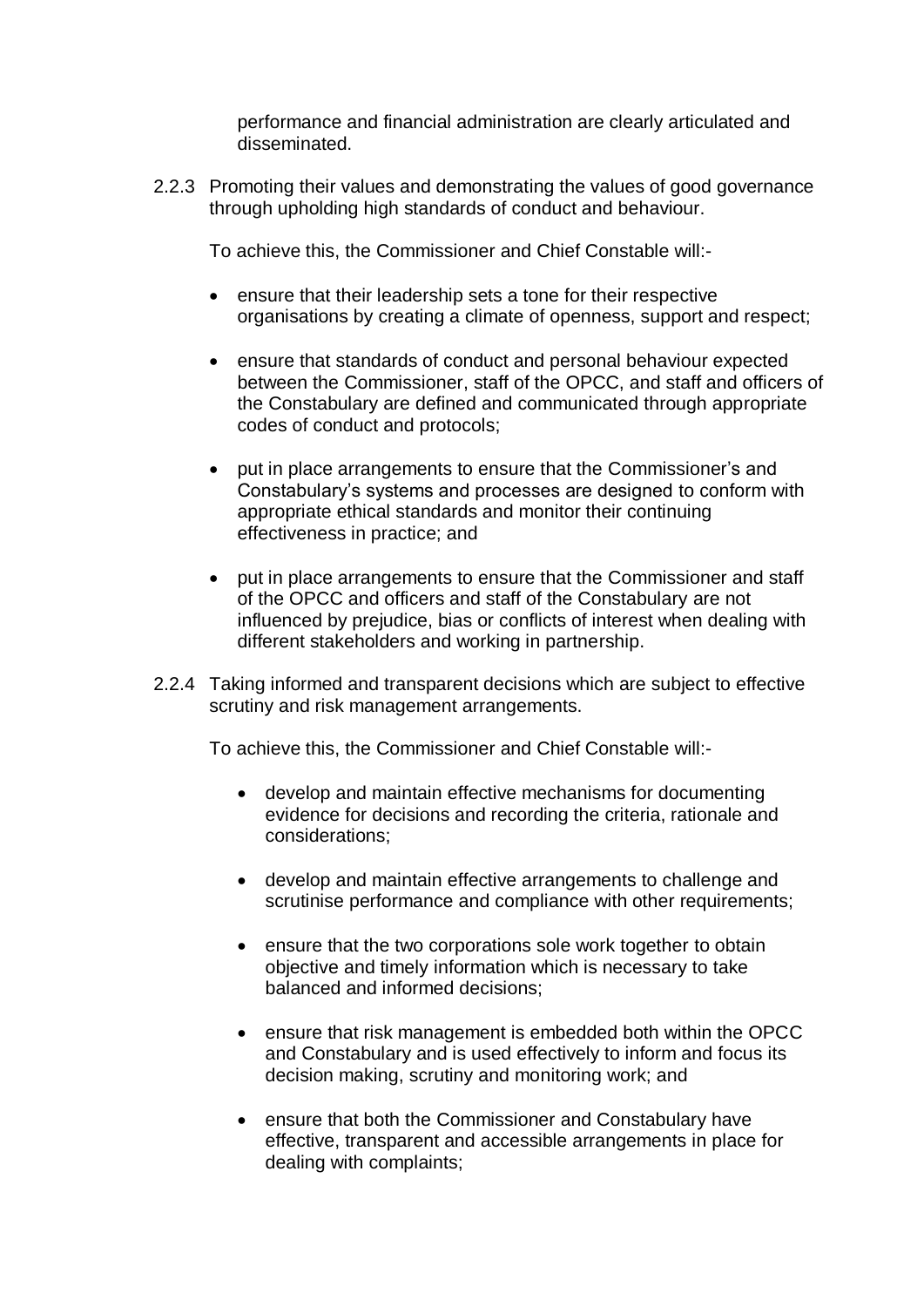performance and financial administration are clearly articulated and disseminated.

2.2.3 Promoting their values and demonstrating the values of good governance through upholding high standards of conduct and behaviour.

To achieve this, the Commissioner and Chief Constable will:-

- ensure that their leadership sets a tone for their respective organisations by creating a climate of openness, support and respect;
- ensure that standards of conduct and personal behaviour expected between the Commissioner, staff of the OPCC, and staff and officers of the Constabulary are defined and communicated through appropriate codes of conduct and protocols;
- put in place arrangements to ensure that the Commissioner's and Constabulary's systems and processes are designed to conform with appropriate ethical standards and monitor their continuing effectiveness in practice; and
- put in place arrangements to ensure that the Commissioner and staff of the OPCC and officers and staff of the Constabulary are not influenced by prejudice, bias or conflicts of interest when dealing with different stakeholders and working in partnership.

2.2.4 Taking informed and transparent decisions which are subject to effective scrutiny and risk management arrangements.

To achieve this, the Commissioner and Chief Constable will:-

- develop and maintain effective mechanisms for documenting evidence for decisions and recording the criteria, rationale and considerations;
- develop and maintain effective arrangements to challenge and scrutinise performance and compliance with other requirements;
- ensure that the two corporations sole work together to obtain objective and timely information which is necessary to take balanced and informed decisions;
- ensure that risk management is embedded both within the OPCC and Constabulary and is used effectively to inform and focus its decision making, scrutiny and monitoring work; and
- ensure that both the Commissioner and Constabulary have effective, transparent and accessible arrangements in place for dealing with complaints;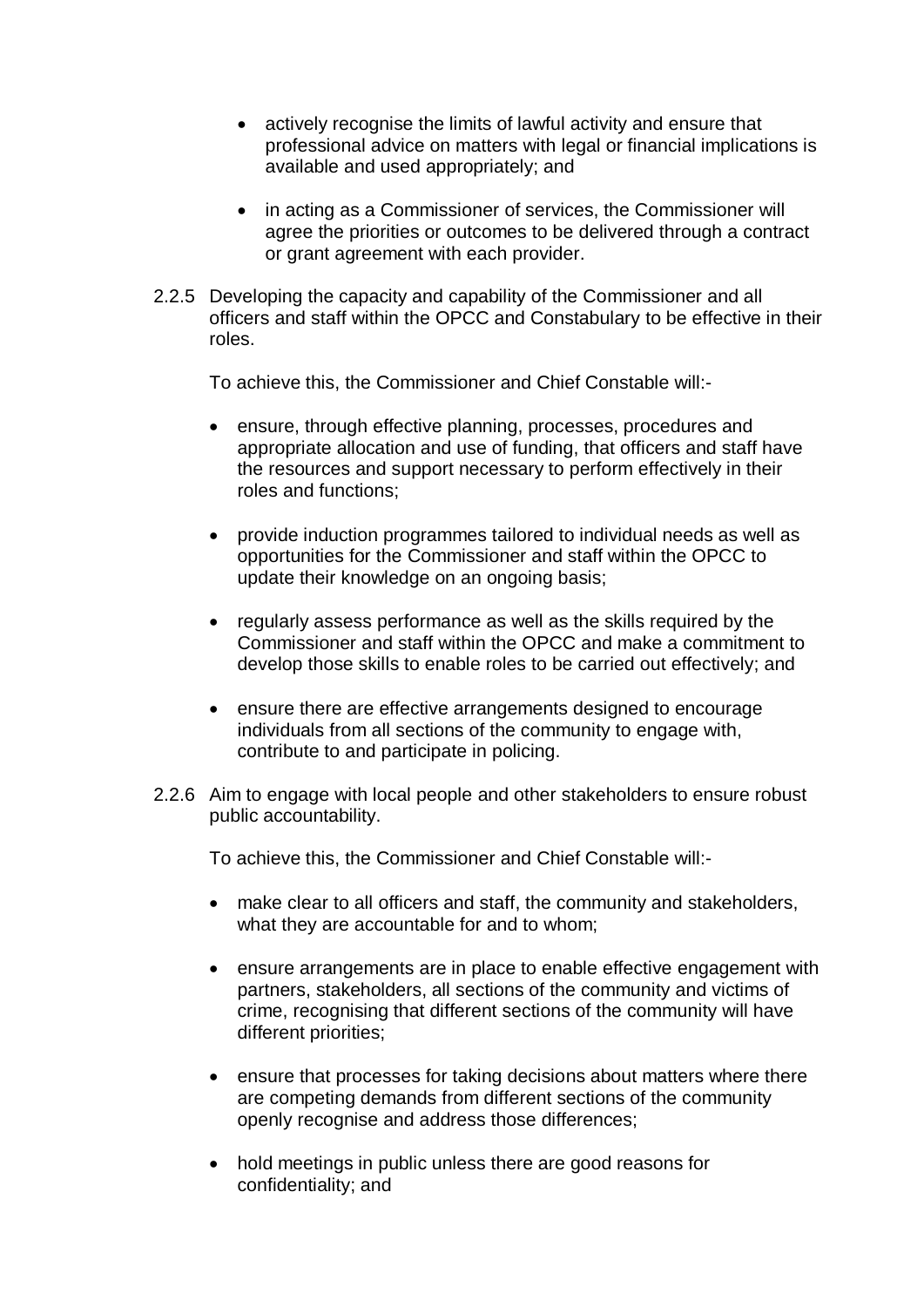- actively recognise the limits of lawful activity and ensure that professional advice on matters with legal or financial implications is available and used appropriately; and

- in acting as a Commissioner of services, the Commissioner will agree the priorities or outcomes to be delivered through a contract or grant agreement with each provider.

2.2.5 Developing the capacity and capability of the Commissioner and all officers and staff within the OPCC and Constabulary to be effective in their roles.

To achieve this, the Commissioner and Chief Constable will:-

- ensure, through effective planning, processes, procedures and appropriate allocation and use of funding, that officers and staff have the resources and support necessary to perform effectively in their roles and functions;

- provide induction programmes tailored to individual needs as well as opportunities for the Commissioner and staff within the OPCC to update their knowledge on an ongoing basis;

- regularly assess performance as well as the skills required by the Commissioner and staff within the OPCC and make a commitment to develop those skills to enable roles to be carried out effectively; and

- ensure there are effective arrangements designed to encourage individuals from all sections of the community to engage with, contribute to and participate in policing.

2.2.6 Aim to engage with local people and other stakeholders to ensure robust public accountability.

To achieve this, the Commissioner and Chief Constable will:-

- make clear to all officers and staff, the community and stakeholders, what they are accountable for and to whom;

- ensure arrangements are in place to enable effective engagement with partners, stakeholders, all sections of the community and victims of crime, recognising that different sections of the community will have different priorities;

- ensure that processes for taking decisions about matters where there are competing demands from different sections of the community openly recognise and address those differences;

- hold meetings in public unless there are good reasons for confidentiality; and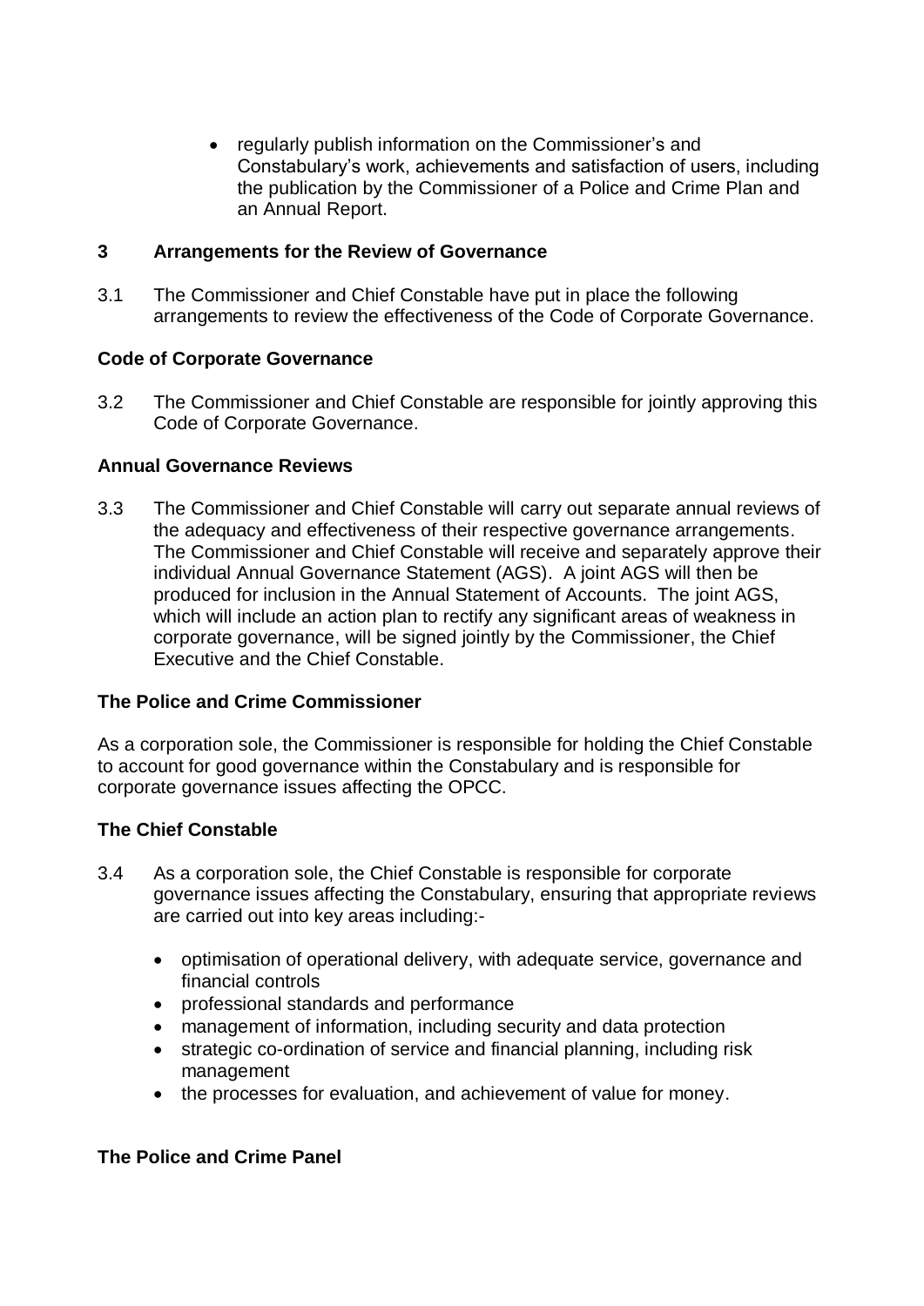- regularly publish information on the Commissioner's and Constabulary's work, achievements and satisfaction of users, including the publication by the Commissioner of a Police and Crime Plan and an Annual Report.

## 3 Arrangements for the Review of Governance

3.1 The Commissioner and Chief Constable have put in place the following arrangements to review the effectiveness of the Code of Corporate Governance.

### Code of Corporate Governance

3.2 The Commissioner and Chief Constable are responsible for jointly approving this Code of Corporate Governance.

### Annual Governance Reviews

3.3 The Commissioner and Chief Constable will carry out separate annual reviews of the adequacy and effectiveness of their respective governance arrangements. The Commissioner and Chief Constable will receive and separately approve their individual Annual Governance Statement (AGS). A joint AGS will then be produced for inclusion in the Annual Statement of Accounts. The joint AGS, which will include an action plan to rectify any significant areas of weakness in corporate governance, will be signed jointly by the Commissioner, the Chief Executive and the Chief Constable.

### The Police and Crime Commissioner

As a corporation sole, the Commissioner is responsible for holding the Chief Constable to account for good governance within the Constabulary and is responsible for corporate governance issues affecting the OPCC.

### The Chief Constable

3.4 As a corporation sole, the Chief Constable is responsible for corporate governance issues affecting the Constabulary, ensuring that appropriate reviews are carried out into key areas including:-

- optimisation of operational delivery, with adequate service, governance and financial controls
- professional standards and performance
- management of information, including security and data protection
- strategic co-ordination of service and financial planning, including risk management
- the processes for evaluation, and achievement of value for money.

### The Police and Crime Panel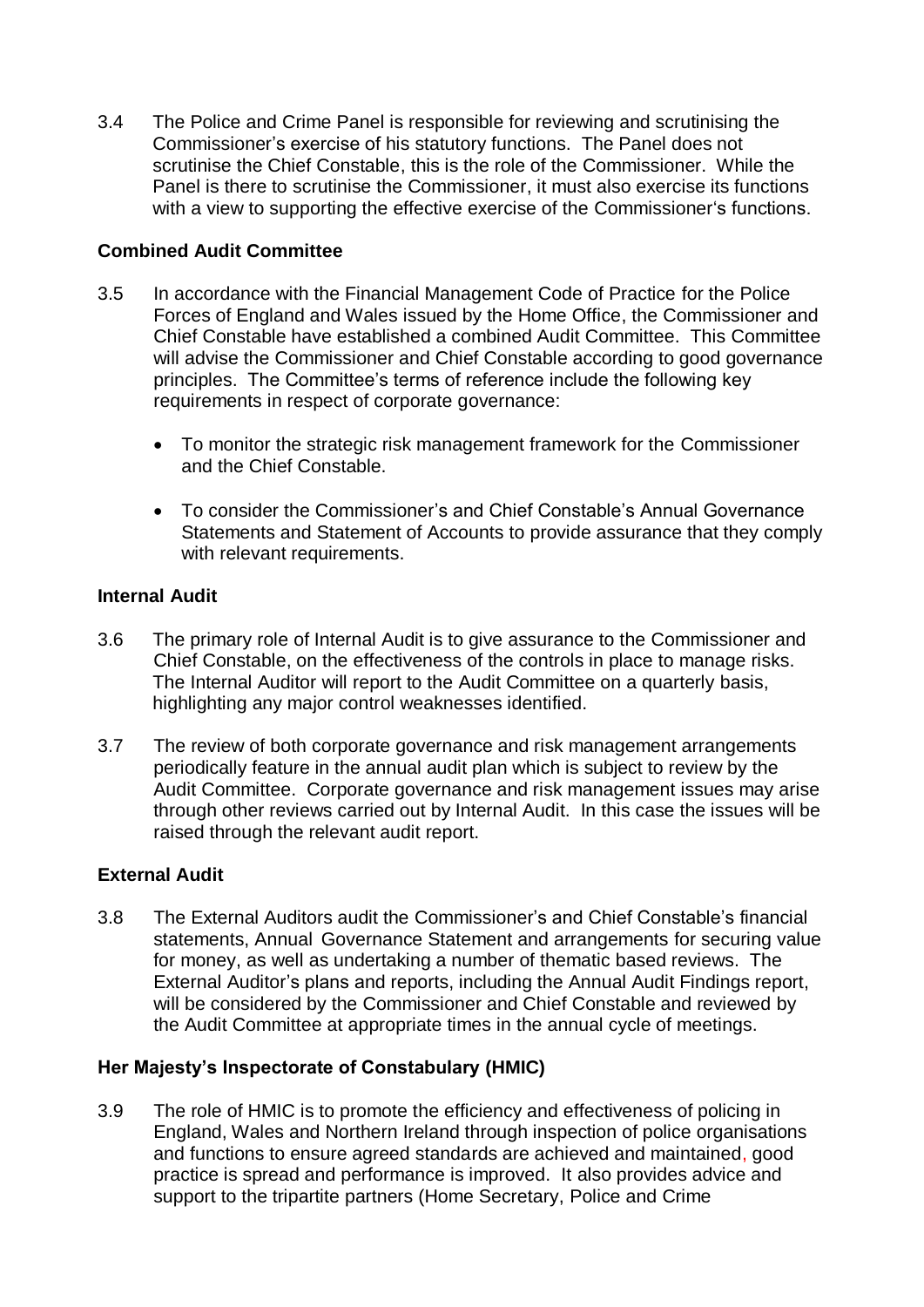3.4 The Police and Crime Panel is responsible for reviewing and scrutinising the Commissioner's exercise of his statutory functions. The Panel does not scrutinise the Chief Constable, this is the role of the Commissioner. While the Panel is there to scrutinise the Commissioner, it must also exercise its functions with a view to supporting the effective exercise of the Commissioner's functions.

**Combined Audit Committee**

3.5 In accordance with the Financial Management Code of Practice for the Police Forces of England and Wales issued by the Home Office, the Commissioner and Chief Constable have established a combined Audit Committee. This Committee will advise the Commissioner and Chief Constable according to good governance principles. The Committee's terms of reference include the following key requirements in respect of corporate governance:

- To monitor the strategic risk management framework for the Commissioner and the Chief Constable.
- To consider the Commissioner's and Chief Constable's Annual Governance Statements and Statement of Accounts to provide assurance that they comply with relevant requirements.

**Internal Audit**

3.6 The primary role of Internal Audit is to give assurance to the Commissioner and Chief Constable, on the effectiveness of the controls in place to manage risks. The Internal Auditor will report to the Audit Committee on a quarterly basis, highlighting any major control weaknesses identified.

3.7 The review of both corporate governance and risk management arrangements periodically feature in the annual audit plan which is subject to review by the Audit Committee. Corporate governance and risk management issues may arise through other reviews carried out by Internal Audit. In this case the issues will be raised through the relevant audit report.

**External Audit**

3.8 The External Auditors audit the Commissioner's and Chief Constable's financial statements, Annual Governance Statement and arrangements for securing value for money, as well as undertaking a number of thematic based reviews. The External Auditor's plans and reports, including the Annual Audit Findings report, will be considered by the Commissioner and Chief Constable and reviewed by the Audit Committee at appropriate times in the annual cycle of meetings.

**Her Majesty's Inspectorate of Constabulary (HMIC)**

3.9 The role of HMIC is to promote the efficiency and effectiveness of policing in England, Wales and Northern Ireland through inspection of police organisations and functions to ensure agreed standards are achieved and maintained, good practice is spread and performance is improved. It also provides advice and support to the tripartite partners (Home Secretary, Police and Crime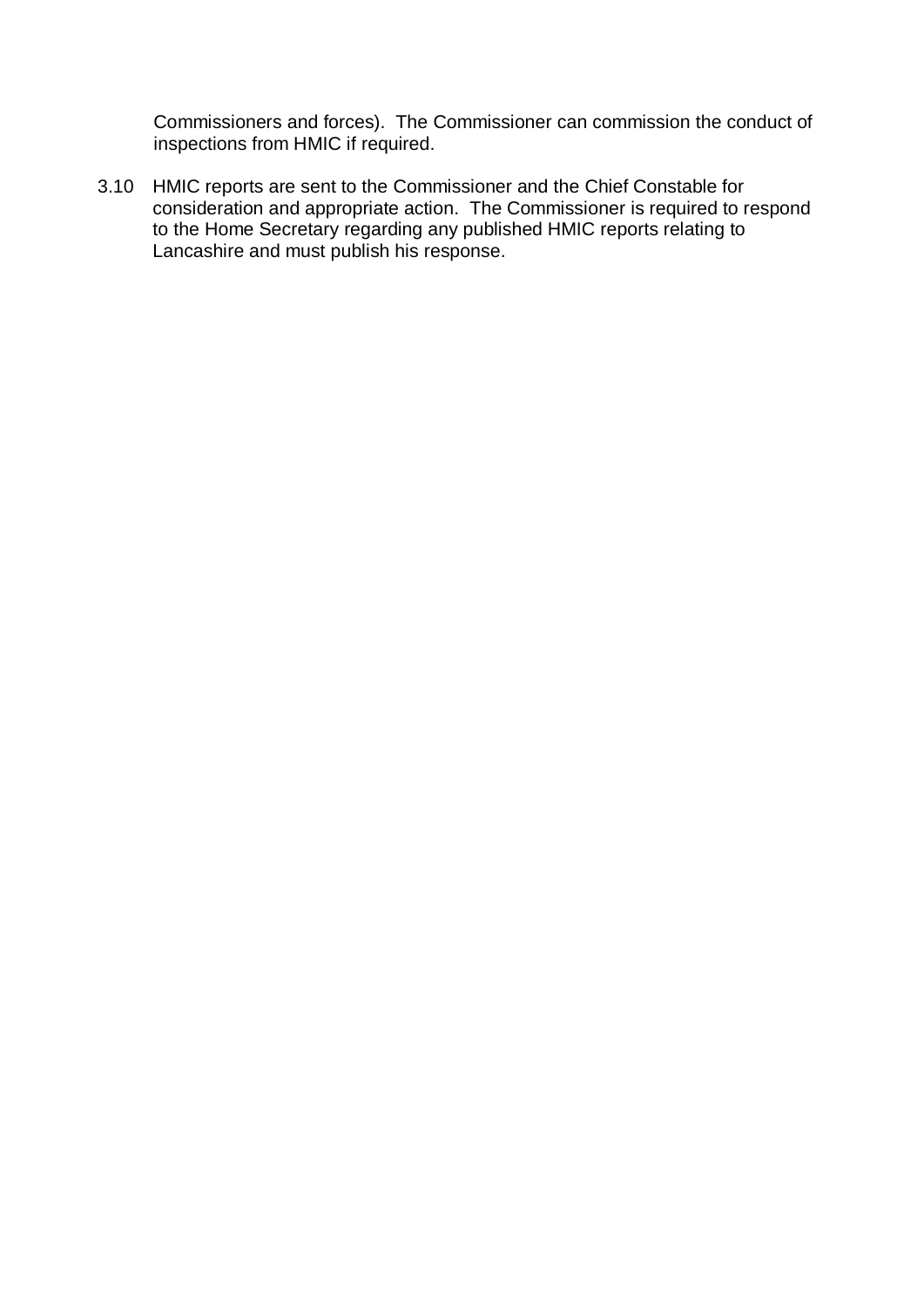Commissioners and forces). The Commissioner can commission the conduct of inspections from HMIC if required.

3.10 HMIC reports are sent to the Commissioner and the Chief Constable for consideration and appropriate action. The Commissioner is required to respond to the Home Secretary regarding any published HMIC reports relating to Lancashire and must publish his response.